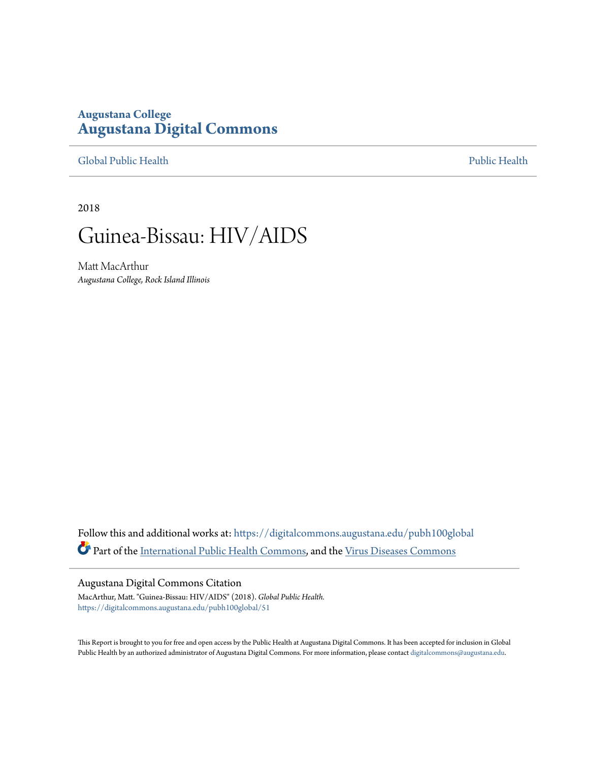Augustana College
**Augustana Digital Commons**

Global Public Health | Public Health

2018

# Guinea-Bissau: HIV/AIDS

Matt MacArthur
*Augustana College, Rock Island Illinois*

Follow this and additional works at: https://digitalcommons.augustana.edu/pubh100global

Part of the International Public Health Commons, and the Virus Diseases Commons

## Augustana Digital Commons Citation

MacArthur, Matt. "Guinea-Bissau: HIV/AIDS" (2018). *Global Public Health.*
https://digitalcommons.augustana.edu/pubh100global/51

This Report is brought to you for free and open access by the Public Health at Augustana Digital Commons. It has been accepted for inclusion in Global Public Health by an authorized administrator of Augustana Digital Commons. For more information, please contact digitalcommons@augustana.edu.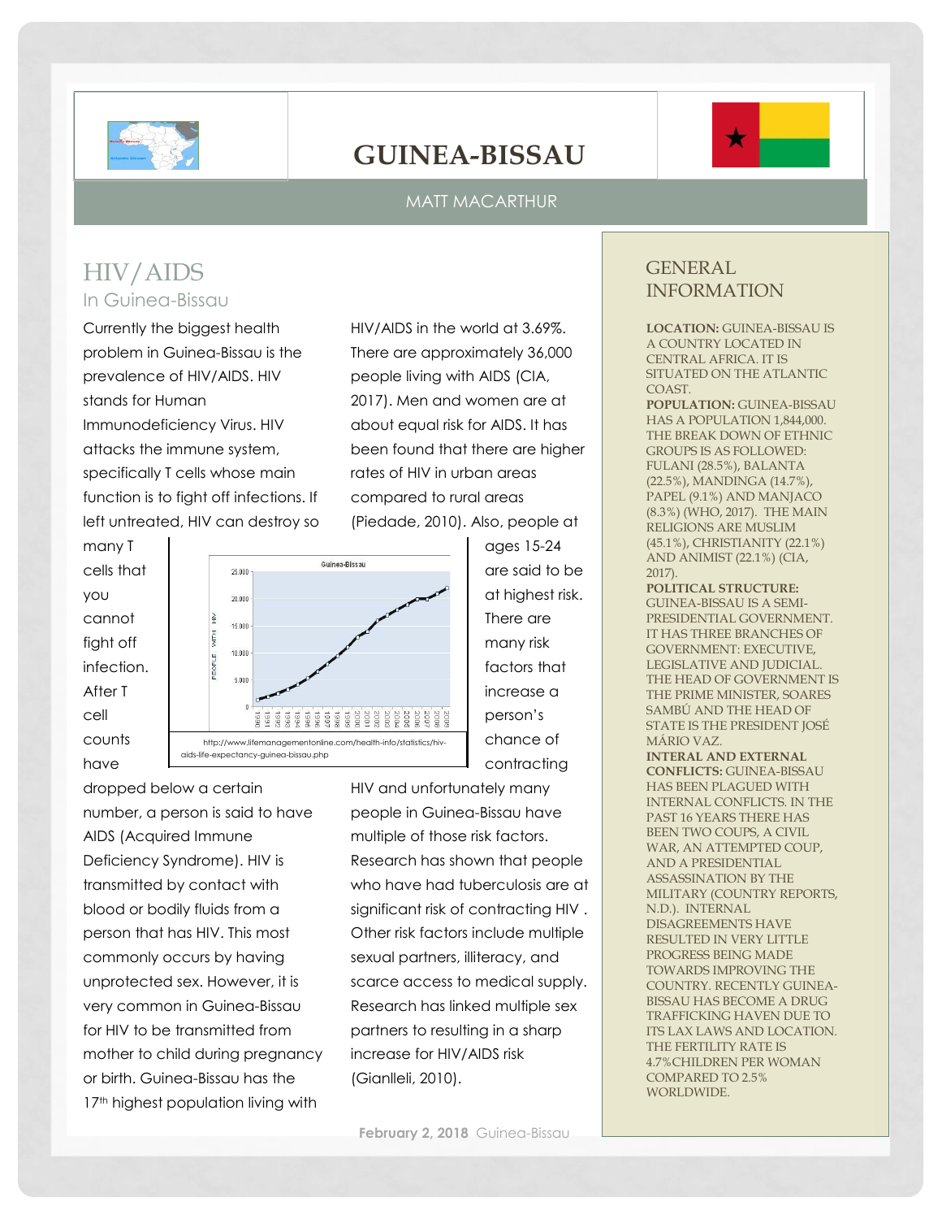# GUINEA-BISSAU

MATT MACARTHUR

## HIV/AIDS

### In Guinea-Bissau

Currently the biggest health problem in Guinea-Bissau is the prevalence of HIV/AIDS. HIV stands for Human Immunodeficiency Virus. HIV attacks the immune system, specifically T cells whose main function is to fight off infections. If left untreated, HIV can destroy so many T cells that you cannot fight off infection. After T cell counts have dropped below a certain number, a person is said to have AIDS (Acquired Immune Deficiency Syndrome). HIV is transmitted by contact with blood or bodily fluids from a person that has HIV. This most commonly occurs by having unprotected sex. However, it is very common in Guinea-Bissau for HIV to be transmitted from mother to child during pregnancy or birth. Guinea-Bissau has the 17th highest population living with HIV/AIDS in the world at 3.69%. There are approximately 36,000 people living with AIDS (CIA, 2017). Men and women are at about equal risk for AIDS. It has been found that there are higher rates of HIV in urban areas compared to rural areas (Piedade, 2010). Also, people at ages 15-24 are said to be at highest risk. There are many risk factors that increase a person's chance of contracting HIV and unfortunately many people in Guinea-Bissau have multiple of those risk factors. Research has shown that people who have had tuberculosis are at significant risk of contracting HIV . Other risk factors include multiple sexual partners, illiteracy, and scarce access to medical supply. Research has linked multiple sex partners to resulting in a sharp increase for HIV/AIDS risk (Gianlleli, 2010).

http://www.lifemanagementonline.com/health-info/statistics/hiv-aids-life-expectancy-guinea-bissau.php

## GENERAL INFORMATION

**LOCATION:** GUINEA-BISSAU IS A COUNTRY LOCATED IN CENTRAL AFRICA. IT IS SITUATED ON THE ATLANTIC COAST.

**POPULATION:** GUINEA-BISSAU HAS A POPULATION 1,844,000. THE BREAK DOWN OF ETHNIC GROUPS IS AS FOLLOWED: FULANI (28.5%), BALANTA (22.5%), MANDINGA (14.7%), PAPEL (9.1%) AND MANJACO (8.3%) (WHO, 2017). THE MAIN RELIGIONS ARE MUSLIM (45.1%), CHRISTIANITY (22.1%) AND ANIMIST (22.1%) (CIA, 2017).

**POLITICAL STRUCTURE:** GUINEA-BISSAU IS A SEMI-PRESIDENTIAL GOVERNMENT. IT HAS THREE BRANCHES OF GOVERNMENT: EXECUTIVE, LEGISLATIVE AND JUDICIAL. THE HEAD OF GOVERNMENT IS THE PRIME MINISTER, SOARES SAMBÚ AND THE HEAD OF STATE IS THE PRESIDENT JOSÉ MÁRIO VAZ.

**INTERAL AND EXTERNAL CONFLICTS:** GUINEA-BISSAU HAS BEEN PLAGUED WITH INTERNAL CONFLICTS. IN THE PAST 16 YEARS THERE HAS BEEN TWO COUPS, A CIVIL WAR, AN ATTEMPTED COUP, AND A PRESIDENTIAL ASSASSINATION BY THE MILITARY (COUNTRY REPORTS, N.D.). INTERNAL DISAGREEMENTS HAVE RESULTED IN VERY LITTLE PROGRESS BEING MADE TOWARDS IMPROVING THE COUNTRY. RECENTLY GUINEA-BISSAU HAS BECOME A DRUG TRAFFICKING HAVEN DUE TO ITS LAX LAWS AND LOCATION. THE FERTILITY RATE IS 4.7%CHILDREN PER WOMAN COMPARED TO 2.5% WORLDWIDE.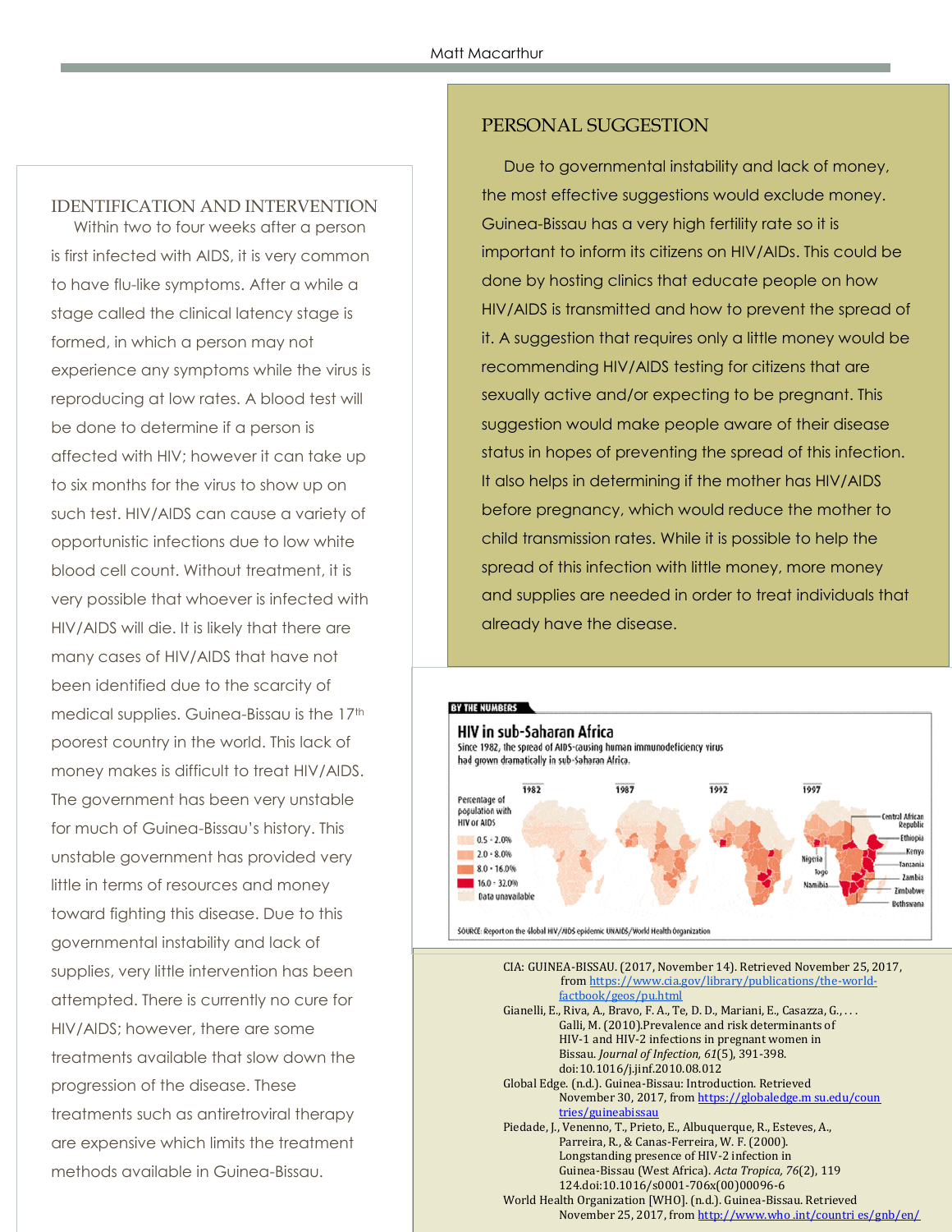## IDENTIFICATION AND INTERVENTION

Within two to four weeks after a person is first infected with AIDS, it is very common to have flu-like symptoms. After a while a stage called the clinical latency stage is formed, in which a person may not experience any symptoms while the virus is reproducing at low rates. A blood test will be done to determine if a person is affected with HIV; however it can take up to six months for the virus to show up on such test. HIV/AIDS can cause a variety of opportunistic infections due to low white blood cell count. Without treatment, it is very possible that whoever is infected with HIV/AIDS will die. It is likely that there are many cases of HIV/AIDS that have not been identified due to the scarcity of medical supplies. Guinea-Bissau is the 17th poorest country in the world. This lack of money makes is difficult to treat HIV/AIDS. The government has been very unstable for much of Guinea-Bissau's history. This unstable government has provided very little in terms of resources and money toward fighting this disease. Due to this governmental instability and lack of supplies, very little intervention has been attempted. There is currently no cure for HIV/AIDS; however, there are some treatments available that slow down the progression of the disease. These treatments such as antiretroviral therapy are expensive which limits the treatment methods available in Guinea-Bissau.

## PERSONAL SUGGESTION

Due to governmental instability and lack of money, the most effective suggestions would exclude money. Guinea-Bissau has a very high fertility rate so it is important to inform its citizens on HIV/AIDs. This could be done by hosting clinics that educate people on how HIV/AIDS is transmitted and how to prevent the spread of it. A suggestion that requires only a little money would be recommending HIV/AIDS testing for citizens that are sexually active and/or expecting to be pregnant. This suggestion would make people aware of their disease status in hopes of preventing the spread of this infection. It also helps in determining if the mother has HIV/AIDS before pregnancy, which would reduce the mother to child transmission rates. While it is possible to help the spread of this infection with little money, more money and supplies are needed in order to treat individuals that already have the disease.

BY THE NUMBERS

**HIV in sub-Saharan Africa**

Since 1982, the spread of AIDS-causing human immunodeficiency virus had grown dramatically in sub-Saharan Africa.

1982 1987 1992 1997

Percentage of population with HIV or AIDS

0.5 - 2.0%
2.0 - 8.0%
8.0 - 16.0%
16.0 - 32.0%
Data unavailable

Central African Republic
Ethiopia
Kenya
Tanzania
Zambia
Zimbabwe
Bothswana
Nigeria
Togo
Namibia

SOURCE: Report on the Global HIV/AIDS epidemic UNAIDS/World Health Organization

CIA: GUINEA-BISSAU. (2017, November 14). Retrieved November 25, 2017, from https://www.cia.gov/library/publications/the-world-factbook/geos/pu.html

Gianelli, E., Riva, A., Bravo, F. A., Te, D. D., Mariani, E., Casazza, G., . . . Galli, M. (2010).Prevalence and risk determinants of HIV-1 and HIV-2 infections in pregnant women in Bissau. *Journal of Infection, 61*(5), 391-398. doi:10.1016/j.jinf.2010.08.012

Global Edge. (n.d.). Guinea-Bissau: Introduction. Retrieved November 30, 2017, from https://globaledge.m su.edu/coun tries/guineabissau

Piedade, J., Venenno, T., Prieto, E., Albuquerque, R., Esteves, A., Parreira, R., & Canas-Ferreira, W. F. (2000). Longstanding presence of HIV-2 infection in Guinea-Bissau (West Africa). *Acta Tropica, 76*(2), 119 124.doi:10.1016/s0001-706x(00)00096-6

World Health Organization [WHO]. (n.d.). Guinea-Bissau. Retrieved November 25, 2017, from http://www.who .int/countri es/gnb/en/